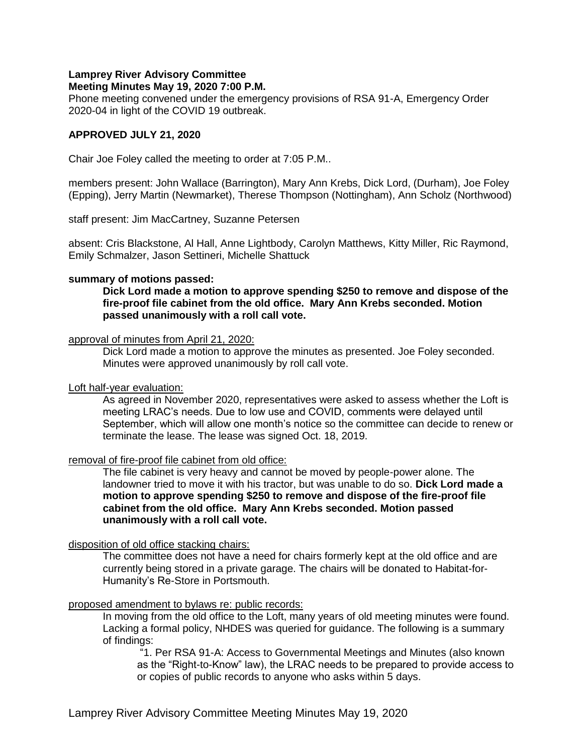**Lamprey River Advisory Committee**
**Meeting Minutes May 19, 2020 7:00 P.M.**

Phone meeting convened under the emergency provisions of RSA 91-A, Emergency Order 2020-04 in light of the COVID 19 outbreak.

**APPROVED JULY 21, 2020**

Chair Joe Foley called the meeting to order at 7:05 P.M..

members present: John Wallace (Barrington), Mary Ann Krebs, Dick Lord, (Durham), Joe Foley (Epping), Jerry Martin (Newmarket), Therese Thompson (Nottingham), Ann Scholz (Northwood)

staff present: Jim MacCartney, Suzanne Petersen

absent: Cris Blackstone, Al Hall, Anne Lightbody, Carolyn Matthews, Kitty Miller, Ric Raymond, Emily Schmalzer, Jason Settineri, Michelle Shattuck

**summary of motions passed:**

> **Dick Lord made a motion to approve spending $250 to remove and dispose of the fire-proof file cabinet from the old office. Mary Ann Krebs seconded. Motion passed unanimously with a roll call vote.**

approval of minutes from April 21, 2020:

> Dick Lord made a motion to approve the minutes as presented. Joe Foley seconded. Minutes were approved unanimously by roll call vote.

Loft half-year evaluation:

> As agreed in November 2020, representatives were asked to assess whether the Loft is meeting LRAC's needs. Due to low use and COVID, comments were delayed until September, which will allow one month's notice so the committee can decide to renew or terminate the lease. The lease was signed Oct. 18, 2019.

removal of fire-proof file cabinet from old office:

> The file cabinet is very heavy and cannot be moved by people-power alone. The landowner tried to move it with his tractor, but was unable to do so. **Dick Lord made a motion to approve spending $250 to remove and dispose of the fire-proof file cabinet from the old office. Mary Ann Krebs seconded. Motion passed unanimously with a roll call vote.**

disposition of old office stacking chairs:

> The committee does not have a need for chairs formerly kept at the old office and are currently being stored in a private garage. The chairs will be donated to Habitat-for-Humanity's Re-Store in Portsmouth.

proposed amendment to bylaws re: public records:

> In moving from the old office to the Loft, many years of old meeting minutes were found. Lacking a formal policy, NHDES was queried for guidance. The following is a summary of findings:
>
> "1. Per RSA 91-A: Access to Governmental Meetings and Minutes (also known as the "Right-to-Know" law), the LRAC needs to be prepared to provide access to or copies of public records to anyone who asks within 5 days.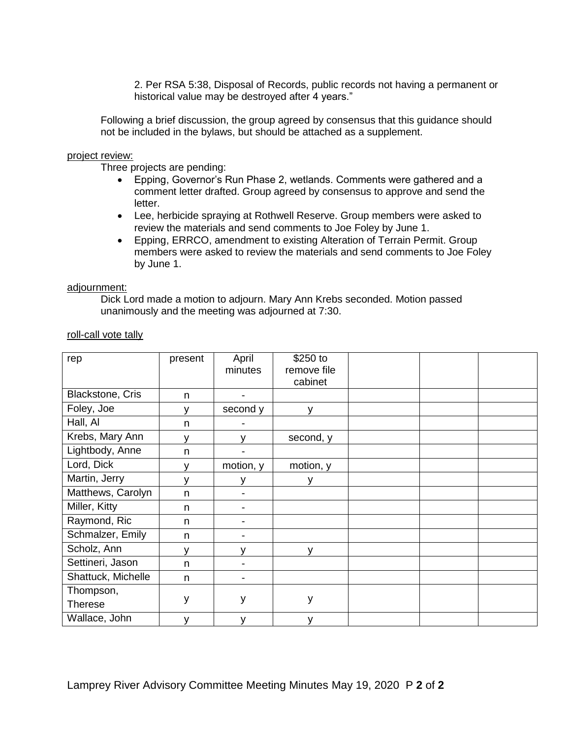2. Per RSA 5:38, Disposal of Records, public records not having a permanent or historical value may be destroyed after 4 years."

Following a brief discussion, the group agreed by consensus that this guidance should not be included in the bylaws, but should be attached as a supplement.

project review:

Three projects are pending:

- Epping, Governor's Run Phase 2, wetlands. Comments were gathered and a comment letter drafted. Group agreed by consensus to approve and send the letter.
- Lee, herbicide spraying at Rothwell Reserve. Group members were asked to review the materials and send comments to Joe Foley by June 1.
- Epping, ERRCO, amendment to existing Alteration of Terrain Permit. Group members were asked to review the materials and send comments to Joe Foley by June 1.

adjournment:

Dick Lord made a motion to adjourn. Mary Ann Krebs seconded. Motion passed unanimously and the meeting was adjourned at 7:30.

roll-call vote tally

| rep | present | April minutes | $250 to remove file cabinet | | | |
|---|---|---|---|---|---|---|
| Blackstone, Cris | n | - | | | | |
| Foley, Joe | y | second y | y | | | |
| Hall, Al | n | - | | | | |
| Krebs, Mary Ann | y | y | second, y | | | |
| Lightbody, Anne | n | - | | | | |
| Lord, Dick | y | motion, y | motion, y | | | |
| Martin, Jerry | y | y | y | | | |
| Matthews, Carolyn | n | - | | | | |
| Miller, Kitty | n | - | | | | |
| Raymond, Ric | n | - | | | | |
| Schmalzer, Emily | n | - | | | | |
| Scholz, Ann | y | y | y | | | |
| Settineri, Jason | n | - | | | | |
| Shattuck, Michelle | n | - | | | | |
| Thompson, Therese | y | y | y | | | |
| Wallace, John | y | y | y | | | |